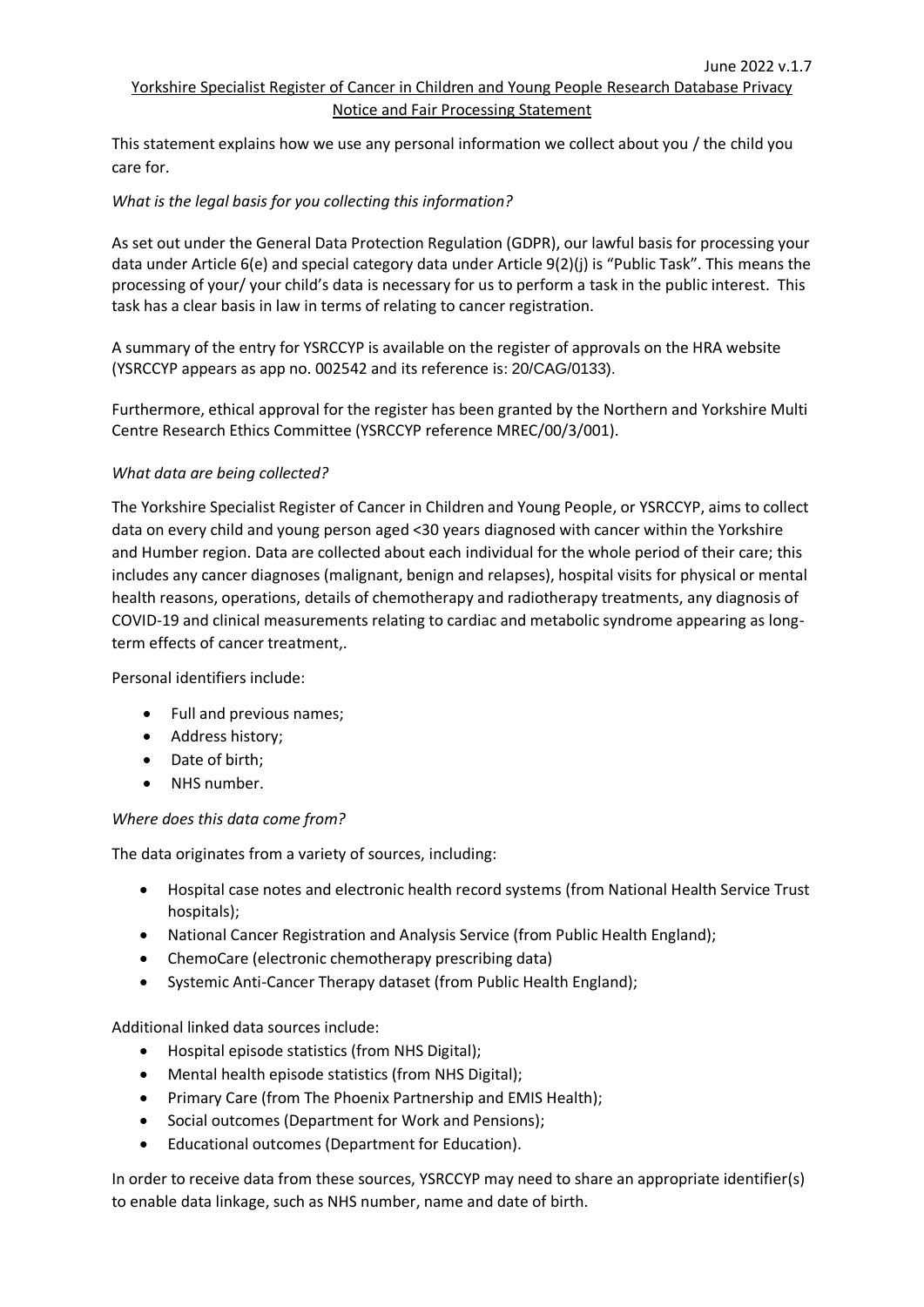June 2022 v.1.7

# Yorkshire Specialist Register of Cancer in Children and Young People Research Database Privacy Notice and Fair Processing Statement

This statement explains how we use any personal information we collect about you / the child you care for.

*What is the legal basis for you collecting this information?*

As set out under the General Data Protection Regulation (GDPR), our lawful basis for processing your data under Article 6(e) and special category data under Article 9(2)(j) is "Public Task". This means the processing of your/ your child's data is necessary for us to perform a task in the public interest. This task has a clear basis in law in terms of relating to cancer registration.

A summary of the entry for YSRCCYP is available on the register of approvals on the HRA website (YSRCCYP appears as app no. 002542 and its reference is: 20/CAG/0133).

Furthermore, ethical approval for the register has been granted by the Northern and Yorkshire Multi Centre Research Ethics Committee (YSRCCYP reference MREC/00/3/001).

*What data are being collected?*

The Yorkshire Specialist Register of Cancer in Children and Young People, or YSRCCYP, aims to collect data on every child and young person aged <30 years diagnosed with cancer within the Yorkshire and Humber region. Data are collected about each individual for the whole period of their care; this includes any cancer diagnoses (malignant, benign and relapses), hospital visits for physical or mental health reasons, operations, details of chemotherapy and radiotherapy treatments, any diagnosis of COVID-19 and clinical measurements relating to cardiac and metabolic syndrome appearing as long-term effects of cancer treatment,.

Personal identifiers include:

- Full and previous names;
- Address history;
- Date of birth;
- NHS number.

*Where does this data come from?*

The data originates from a variety of sources, including:

- Hospital case notes and electronic health record systems (from National Health Service Trust hospitals);
- National Cancer Registration and Analysis Service (from Public Health England);
- ChemoCare (electronic chemotherapy prescribing data)
- Systemic Anti-Cancer Therapy dataset (from Public Health England);

Additional linked data sources include:

- Hospital episode statistics (from NHS Digital);
- Mental health episode statistics (from NHS Digital);
- Primary Care (from The Phoenix Partnership and EMIS Health);
- Social outcomes (Department for Work and Pensions);
- Educational outcomes (Department for Education).

In order to receive data from these sources, YSRCCYP may need to share an appropriate identifier(s) to enable data linkage, such as NHS number, name and date of birth.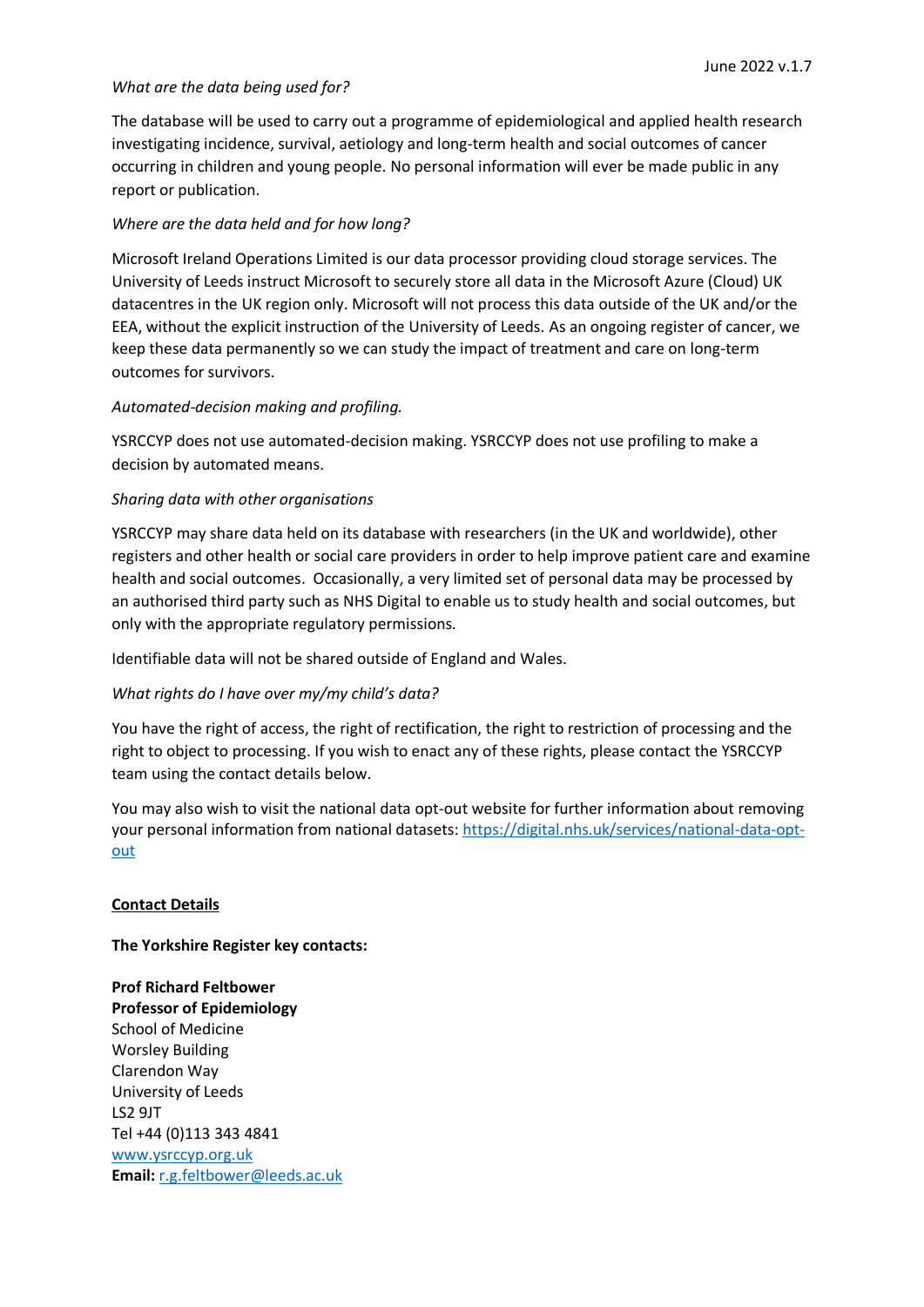*What are the data being used for?*

The database will be used to carry out a programme of epidemiological and applied health research investigating incidence, survival, aetiology and long-term health and social outcomes of cancer occurring in children and young people. No personal information will ever be made public in any report or publication.

*Where are the data held and for how long?*

Microsoft Ireland Operations Limited is our data processor providing cloud storage services. The University of Leeds instruct Microsoft to securely store all data in the Microsoft Azure (Cloud) UK datacentres in the UK region only. Microsoft will not process this data outside of the UK and/or the EEA, without the explicit instruction of the University of Leeds. As an ongoing register of cancer, we keep these data permanently so we can study the impact of treatment and care on long-term outcomes for survivors.

*Automated-decision making and profiling.*

YSRCCYP does not use automated-decision making. YSRCCYP does not use profiling to make a decision by automated means.

*Sharing data with other organisations*

YSRCCYP may share data held on its database with researchers (in the UK and worldwide), other registers and other health or social care providers in order to help improve patient care and examine health and social outcomes. Occasionally, a very limited set of personal data may be processed by an authorised third party such as NHS Digital to enable us to study health and social outcomes, but only with the appropriate regulatory permissions.

Identifiable data will not be shared outside of England and Wales.

*What rights do I have over my/my child's data?*

You have the right of access, the right of rectification, the right to restriction of processing and the right to object to processing. If you wish to enact any of these rights, please contact the YSRCCYP team using the contact details below.

You may also wish to visit the national data opt-out website for further information about removing your personal information from national datasets: [https://digital.nhs.uk/services/national-data-opt-out](https://digital.nhs.uk/services/national-data-opt-out)

## Contact Details

**The Yorkshire Register key contacts:**

**Prof Richard Feltbower**
**Professor of Epidemiology**
School of Medicine
Worsley Building
Clarendon Way
University of Leeds
LS2 9JT
Tel +44 (0)113 343 4841
[www.ysrccyp.org.uk](http://www.ysrccyp.org.uk)
**Email:** [r.g.feltbower@leeds.ac.uk](mailto:r.g.feltbower@leeds.ac.uk)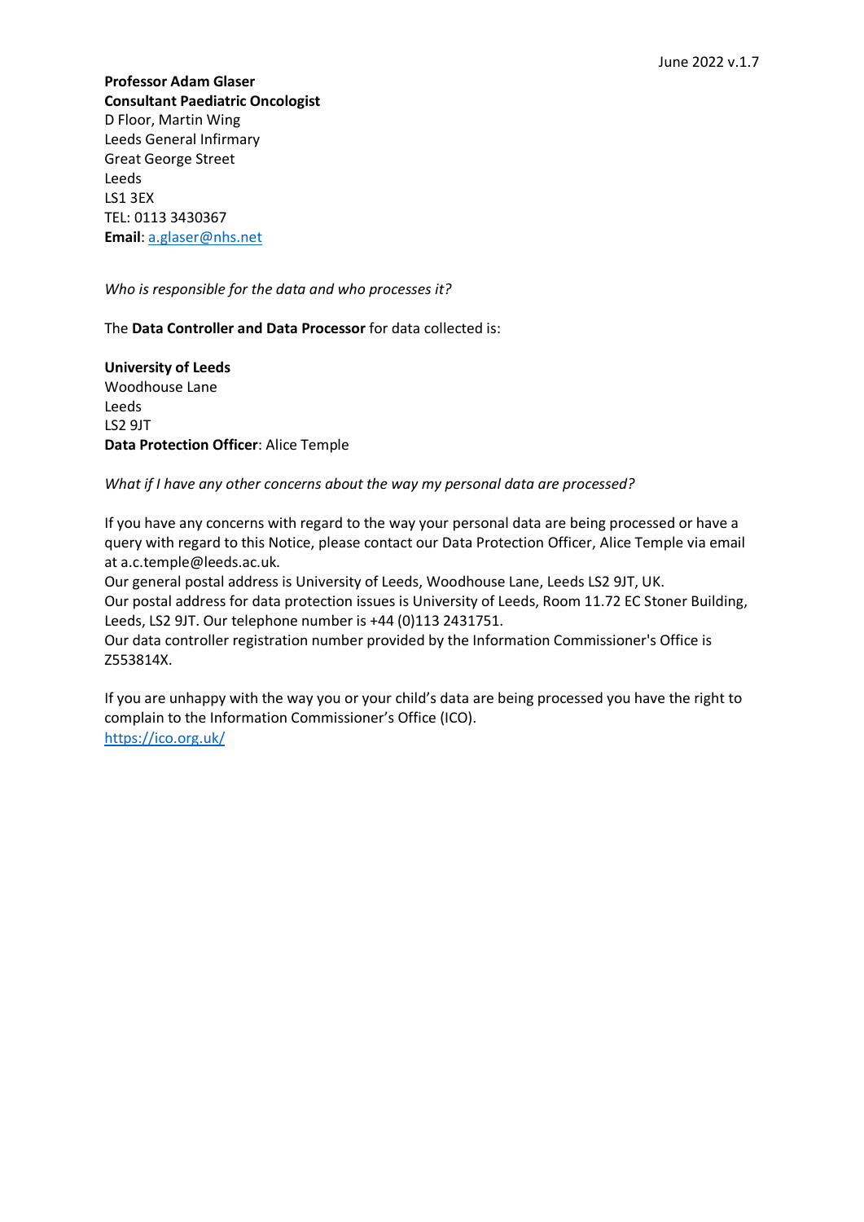June 2022 v.1.7

**Professor Adam Glaser**
**Consultant Paediatric Oncologist**
D Floor, Martin Wing
Leeds General Infirmary
Great George Street
Leeds
LS1 3EX
TEL: 0113 3430367
**Email**: a.glaser@nhs.net

*Who is responsible for the data and who processes it?*

The **Data Controller and Data Processor** for data collected is:

**University of Leeds**
Woodhouse Lane
Leeds
LS2 9JT
**Data Protection Officer**: Alice Temple

*What if I have any other concerns about the way my personal data are processed?*

If you have any concerns with regard to the way your personal data are being processed or have a query with regard to this Notice, please contact our Data Protection Officer, Alice Temple via email at a.c.temple@leeds.ac.uk.
Our general postal address is University of Leeds, Woodhouse Lane, Leeds LS2 9JT, UK.
Our postal address for data protection issues is University of Leeds, Room 11.72 EC Stoner Building, Leeds, LS2 9JT. Our telephone number is +44 (0)113 2431751.
Our data controller registration number provided by the Information Commissioner's Office is Z553814X.

If you are unhappy with the way you or your child's data are being processed you have the right to complain to the Information Commissioner's Office (ICO).
https://ico.org.uk/